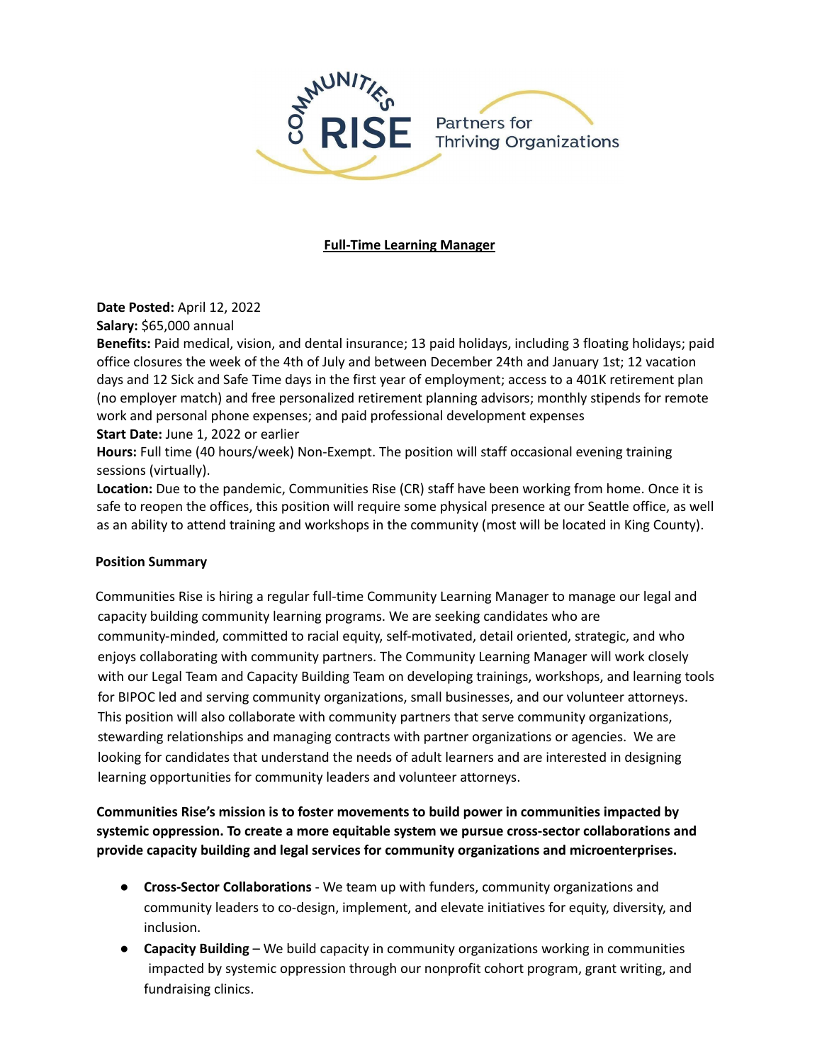Communities Rise — Partners for Thriving Organizations

# Full-Time Learning Manager

**Date Posted:** April 12, 2022

**Salary:** $65,000 annual

**Benefits:** Paid medical, vision, and dental insurance; 13 paid holidays, including 3 floating holidays; paid office closures the week of the 4th of July and between December 24th and January 1st; 12 vacation days and 12 Sick and Safe Time days in the first year of employment; access to a 401K retirement plan (no employer match) and free personalized retirement planning advisors; monthly stipends for remote work and personal phone expenses; and paid professional development expenses

**Start Date:** June 1, 2022 or earlier

**Hours:** Full time (40 hours/week) Non-Exempt. The position will staff occasional evening training sessions (virtually).

**Location:** Due to the pandemic, Communities Rise (CR) staff have been working from home. Once it is safe to reopen the offices, this position will require some physical presence at our Seattle office, as well as an ability to attend training and workshops in the community (most will be located in King County).

## Position Summary

Communities Rise is hiring a regular full-time Community Learning Manager to manage our legal and capacity building community learning programs. We are seeking candidates who are community-minded, committed to racial equity, self-motivated, detail oriented, strategic, and who enjoys collaborating with community partners. The Community Learning Manager will work closely with our Legal Team and Capacity Building Team on developing trainings, workshops, and learning tools for BIPOC led and serving community organizations, small businesses, and our volunteer attorneys. This position will also collaborate with community partners that serve community organizations, stewarding relationships and managing contracts with partner organizations or agencies. We are looking for candidates that understand the needs of adult learners and are interested in designing learning opportunities for community leaders and volunteer attorneys.

**Communities Rise's mission is to foster movements to build power in communities impacted by systemic oppression. To create a more equitable system we pursue cross-sector collaborations and provide capacity building and legal services for community organizations and microenterprises.**

- **Cross-Sector Collaborations** - We team up with funders, community organizations and community leaders to co-design, implement, and elevate initiatives for equity, diversity, and inclusion.
- **Capacity Building** – We build capacity in community organizations working in communities impacted by systemic oppression through our nonprofit cohort program, grant writing, and fundraising clinics.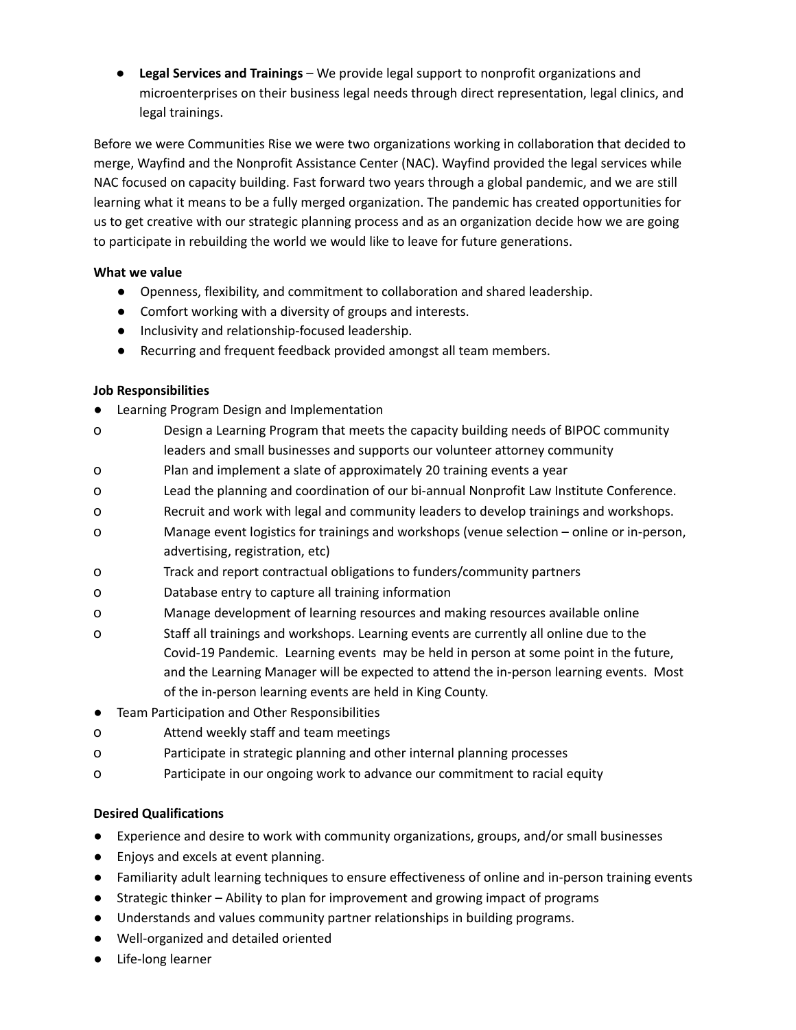- **Legal Services and Trainings** – We provide legal support to nonprofit organizations and microenterprises on their business legal needs through direct representation, legal clinics, and legal trainings.

Before we were Communities Rise we were two organizations working in collaboration that decided to merge, Wayfind and the Nonprofit Assistance Center (NAC). Wayfind provided the legal services while NAC focused on capacity building. Fast forward two years through a global pandemic, and we are still learning what it means to be a fully merged organization. The pandemic has created opportunities for us to get creative with our strategic planning process and as an organization decide how we are going to participate in rebuilding the world we would like to leave for future generations.

**What we value**

- Openness, flexibility, and commitment to collaboration and shared leadership.
- Comfort working with a diversity of groups and interests.
- Inclusivity and relationship-focused leadership.
- Recurring and frequent feedback provided amongst all team members.

**Job Responsibilities**

- Learning Program Design and Implementation
  - Design a Learning Program that meets the capacity building needs of BIPOC community leaders and small businesses and supports our volunteer attorney community
  - Plan and implement a slate of approximately 20 training events a year
  - Lead the planning and coordination of our bi-annual Nonprofit Law Institute Conference.
  - Recruit and work with legal and community leaders to develop trainings and workshops.
  - Manage event logistics for trainings and workshops (venue selection – online or in-person, advertising, registration, etc)
  - Track and report contractual obligations to funders/community partners
  - Database entry to capture all training information
  - Manage development of learning resources and making resources available online
  - Staff all trainings and workshops. Learning events are currently all online due to the Covid-19 Pandemic. Learning events may be held in person at some point in the future, and the Learning Manager will be expected to attend the in-person learning events. Most of the in-person learning events are held in King County.
- Team Participation and Other Responsibilities
  - Attend weekly staff and team meetings
  - Participate in strategic planning and other internal planning processes
  - Participate in our ongoing work to advance our commitment to racial equity

**Desired Qualifications**

- Experience and desire to work with community organizations, groups, and/or small businesses
- Enjoys and excels at event planning.
- Familiarity adult learning techniques to ensure effectiveness of online and in-person training events
- Strategic thinker – Ability to plan for improvement and growing impact of programs
- Understands and values community partner relationships in building programs.
- Well-organized and detailed oriented
- Life-long learner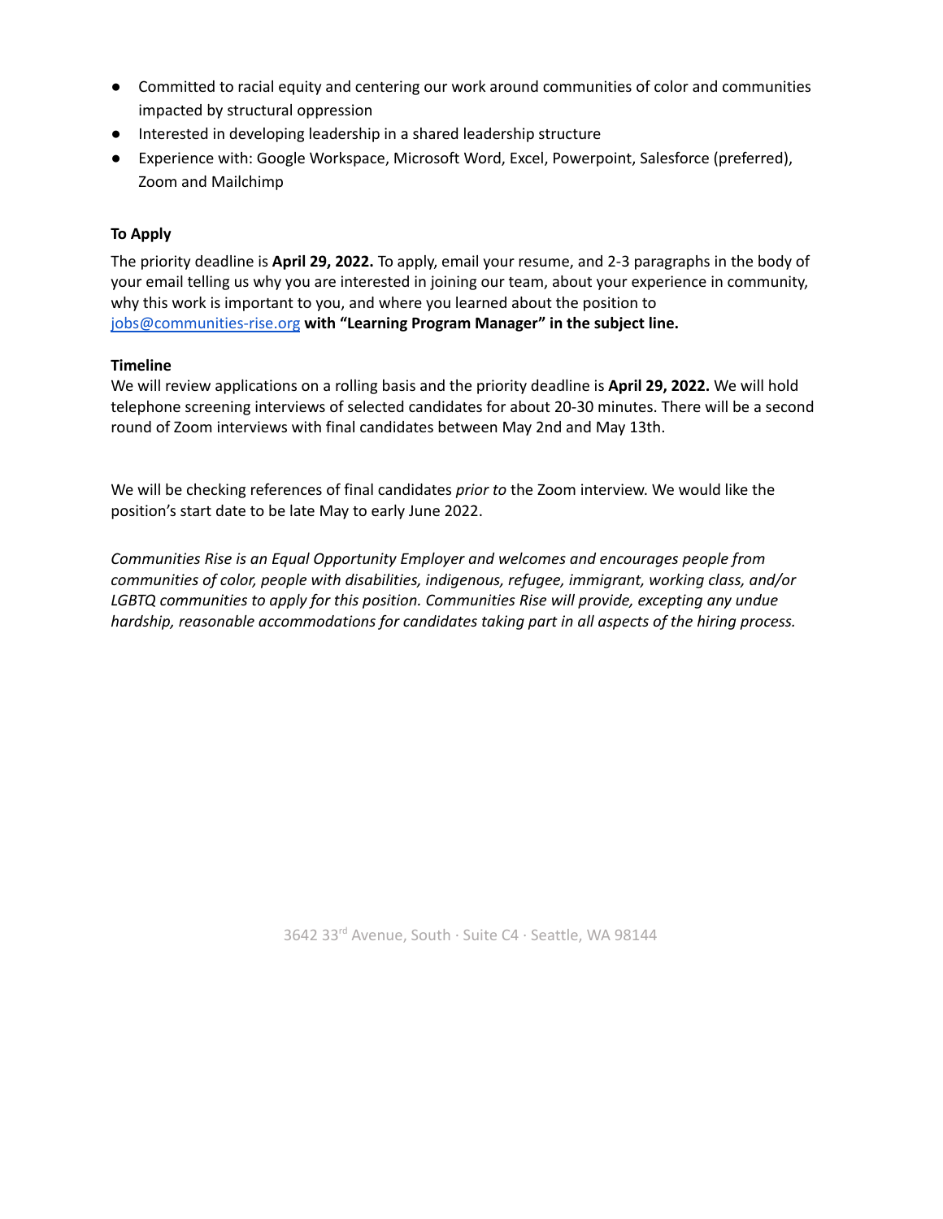- Committed to racial equity and centering our work around communities of color and communities impacted by structural oppression
- Interested in developing leadership in a shared leadership structure
- Experience with: Google Workspace, Microsoft Word, Excel, Powerpoint, Salesforce (preferred), Zoom and Mailchimp

**To Apply**

The priority deadline is **April 29, 2022.** To apply, email your resume, and 2-3 paragraphs in the body of your email telling us why you are interested in joining our team, about your experience in community, why this work is important to you, and where you learned about the position to jobs@communities-rise.org **with "Learning Program Manager" in the subject line.**

**Timeline**

We will review applications on a rolling basis and the priority deadline is **April 29, 2022.** We will hold telephone screening interviews of selected candidates for about 20-30 minutes. There will be a second round of Zoom interviews with final candidates between May 2nd and May 13th.

We will be checking references of final candidates *prior to* the Zoom interview. We would like the position's start date to be late May to early June 2022.

*Communities Rise is an Equal Opportunity Employer and welcomes and encourages people from communities of color, people with disabilities, indigenous, refugee, immigrant, working class, and/or LGBTQ communities to apply for this position. Communities Rise will provide, excepting any undue hardship, reasonable accommodations for candidates taking part in all aspects of the hiring process.*